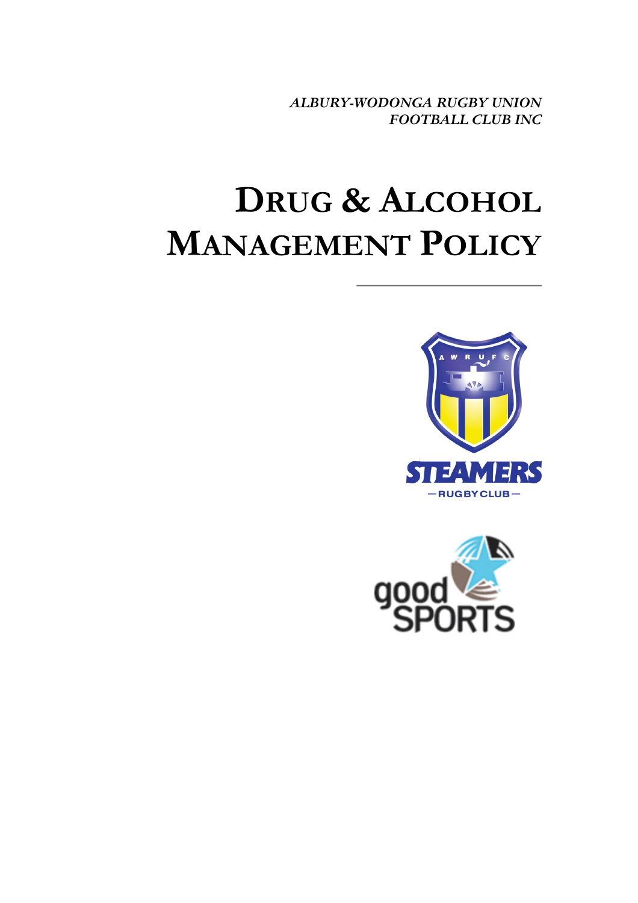*ALBURY-WODONGA RUGBY UNION FOOTBALL CLUB INC*

# DRUG & ALCOHOL MANAGEMENT POLICY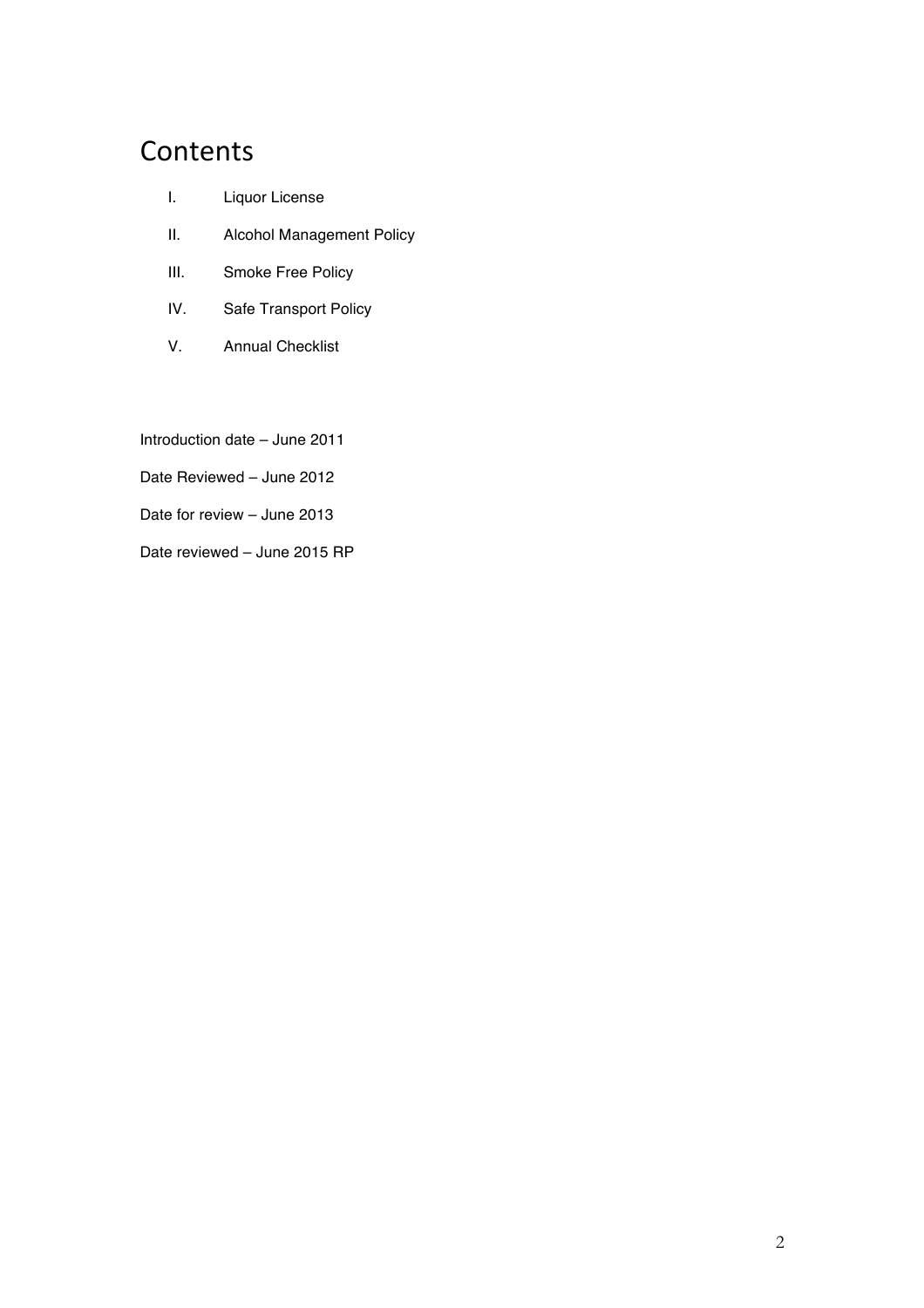# Contents

I. Liquor License

II. Alcohol Management Policy

III. Smoke Free Policy

IV. Safe Transport Policy

V. Annual Checklist

Introduction date – June 2011

Date Reviewed – June 2012

Date for review – June 2013

Date reviewed – June 2015 RP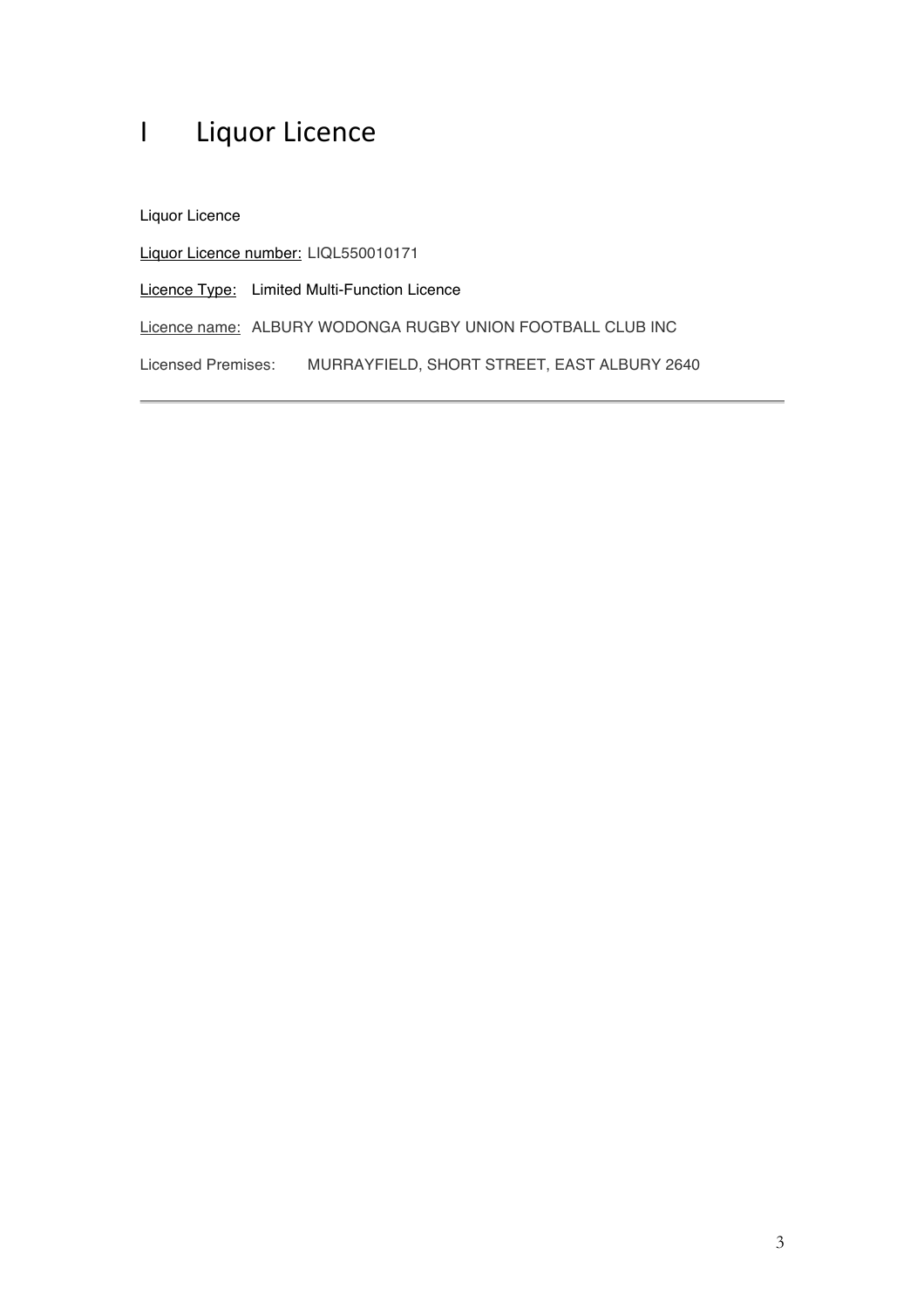# I Liquor Licence

Liquor Licence

Liquor Licence number: LIQL550010171

Licence Type: Limited Multi-Function Licence

Licence name: ALBURY WODONGA RUGBY UNION FOOTBALL CLUB INC

Licensed Premises: MURRAYFIELD, SHORT STREET, EAST ALBURY 2640

---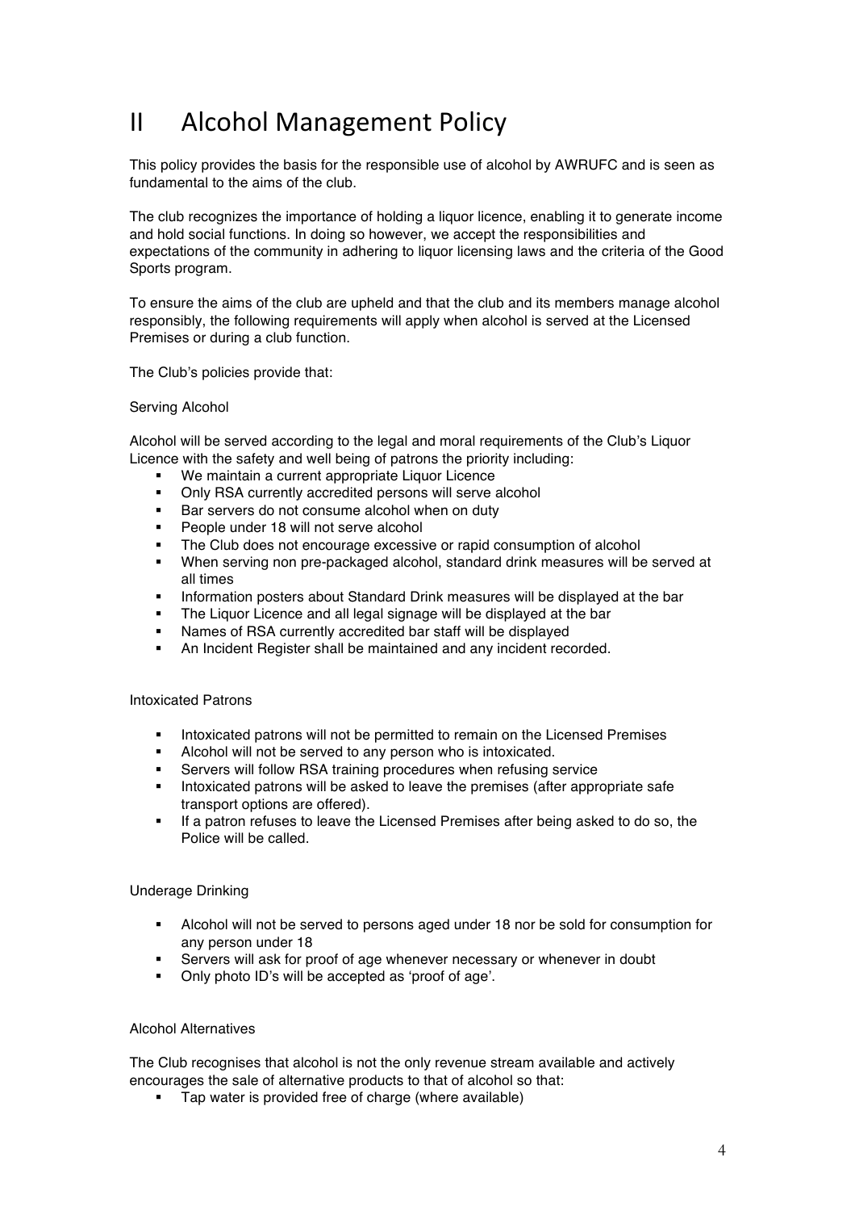# II Alcohol Management Policy

This policy provides the basis for the responsible use of alcohol by AWRUFC and is seen as fundamental to the aims of the club.

The club recognizes the importance of holding a liquor licence, enabling it to generate income and hold social functions. In doing so however, we accept the responsibilities and expectations of the community in adhering to liquor licensing laws and the criteria of the Good Sports program.

To ensure the aims of the club are upheld and that the club and its members manage alcohol responsibly, the following requirements will apply when alcohol is served at the Licensed Premises or during a club function.

The Club's policies provide that:

Serving Alcohol

Alcohol will be served according to the legal and moral requirements of the Club's Liquor Licence with the safety and well being of patrons the priority including:

- We maintain a current appropriate Liquor Licence
- Only RSA currently accredited persons will serve alcohol
- Bar servers do not consume alcohol when on duty
- People under 18 will not serve alcohol
- The Club does not encourage excessive or rapid consumption of alcohol
- When serving non pre-packaged alcohol, standard drink measures will be served at all times
- Information posters about Standard Drink measures will be displayed at the bar
- The Liquor Licence and all legal signage will be displayed at the bar
- Names of RSA currently accredited bar staff will be displayed
- An Incident Register shall be maintained and any incident recorded.

Intoxicated Patrons

- Intoxicated patrons will not be permitted to remain on the Licensed Premises
- Alcohol will not be served to any person who is intoxicated.
- Servers will follow RSA training procedures when refusing service
- Intoxicated patrons will be asked to leave the premises (after appropriate safe transport options are offered).
- If a patron refuses to leave the Licensed Premises after being asked to do so, the Police will be called.

Underage Drinking

- Alcohol will not be served to persons aged under 18 nor be sold for consumption for any person under 18
- Servers will ask for proof of age whenever necessary or whenever in doubt
- Only photo ID's will be accepted as 'proof of age'.

Alcohol Alternatives

The Club recognises that alcohol is not the only revenue stream available and actively encourages the sale of alternative products to that of alcohol so that:

- Tap water is provided free of charge (where available)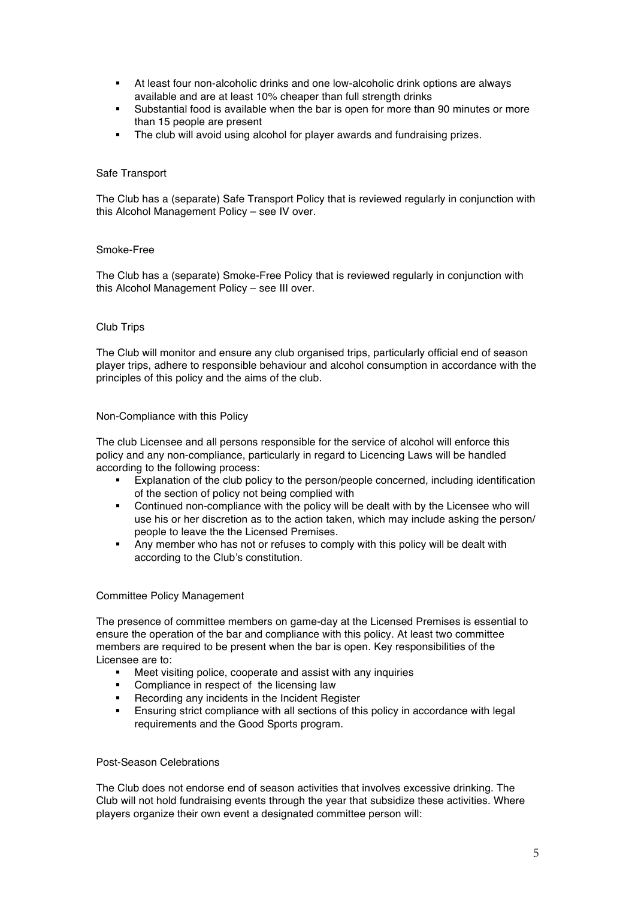- At least four non-alcoholic drinks and one low-alcoholic drink options are always available and are at least 10% cheaper than full strength drinks
- Substantial food is available when the bar is open for more than 90 minutes or more than 15 people are present
- The club will avoid using alcohol for player awards and fundraising prizes.

### Safe Transport

The Club has a (separate) Safe Transport Policy that is reviewed regularly in conjunction with this Alcohol Management Policy – see IV over.

### Smoke-Free

The Club has a (separate) Smoke-Free Policy that is reviewed regularly in conjunction with this Alcohol Management Policy – see III over.

### Club Trips

The Club will monitor and ensure any club organised trips, particularly official end of season player trips, adhere to responsible behaviour and alcohol consumption in accordance with the principles of this policy and the aims of the club.

### Non-Compliance with this Policy

The club Licensee and all persons responsible for the service of alcohol will enforce this policy and any non-compliance, particularly in regard to Licencing Laws will be handled according to the following process:

- Explanation of the club policy to the person/people concerned, including identification of the section of policy not being complied with
- Continued non-compliance with the policy will be dealt with by the Licensee who will use his or her discretion as to the action taken, which may include asking the person/ people to leave the the Licensed Premises.
- Any member who has not or refuses to comply with this policy will be dealt with according to the Club's constitution.

### Committee Policy Management

The presence of committee members on game-day at the Licensed Premises is essential to ensure the operation of the bar and compliance with this policy. At least two committee members are required to be present when the bar is open. Key responsibilities of the Licensee are to:

- Meet visiting police, cooperate and assist with any inquiries
- Compliance in respect of the licensing law
- Recording any incidents in the Incident Register
- Ensuring strict compliance with all sections of this policy in accordance with legal requirements and the Good Sports program.

### Post-Season Celebrations

The Club does not endorse end of season activities that involves excessive drinking. The Club will not hold fundraising events through the year that subsidize these activities. Where players organize their own event a designated committee person will: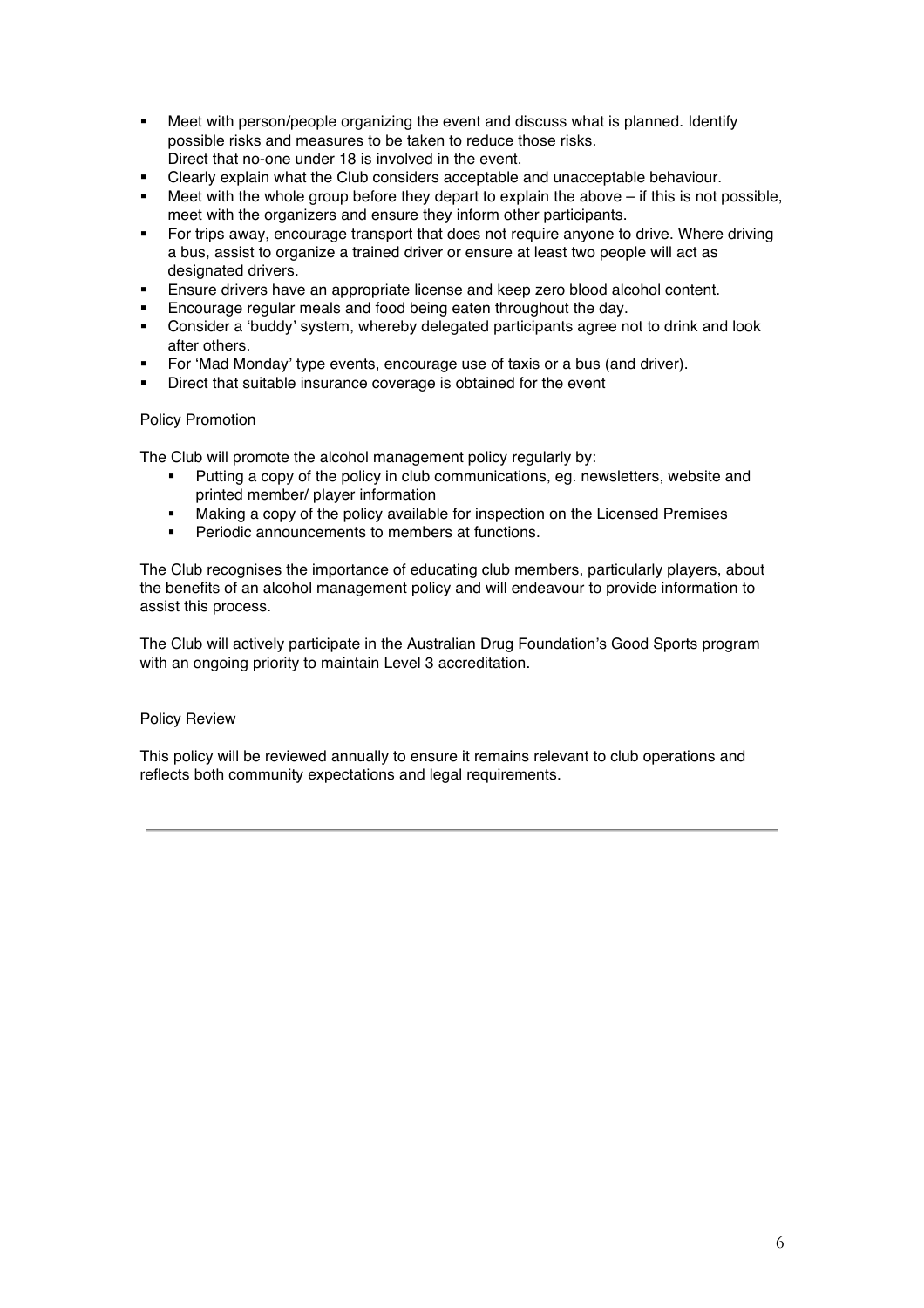- Meet with person/people organizing the event and discuss what is planned. Identify possible risks and measures to be taken to reduce those risks.
  Direct that no-one under 18 is involved in the event.
- Clearly explain what the Club considers acceptable and unacceptable behaviour.
- Meet with the whole group before they depart to explain the above – if this is not possible, meet with the organizers and ensure they inform other participants.
- For trips away, encourage transport that does not require anyone to drive. Where driving a bus, assist to organize a trained driver or ensure at least two people will act as designated drivers.
- Ensure drivers have an appropriate license and keep zero blood alcohol content.
- Encourage regular meals and food being eaten throughout the day.
- Consider a 'buddy' system, whereby delegated participants agree not to drink and look after others.
- For 'Mad Monday' type events, encourage use of taxis or a bus (and driver).
- Direct that suitable insurance coverage is obtained for the event

### Policy Promotion

The Club will promote the alcohol management policy regularly by:

- Putting a copy of the policy in club communications, eg. newsletters, website and printed member/ player information
- Making a copy of the policy available for inspection on the Licensed Premises
- Periodic announcements to members at functions.

The Club recognises the importance of educating club members, particularly players, about the benefits of an alcohol management policy and will endeavour to provide information to assist this process.

The Club will actively participate in the Australian Drug Foundation's Good Sports program with an ongoing priority to maintain Level 3 accreditation.

### Policy Review

This policy will be reviewed annually to ensure it remains relevant to club operations and reflects both community expectations and legal requirements.

---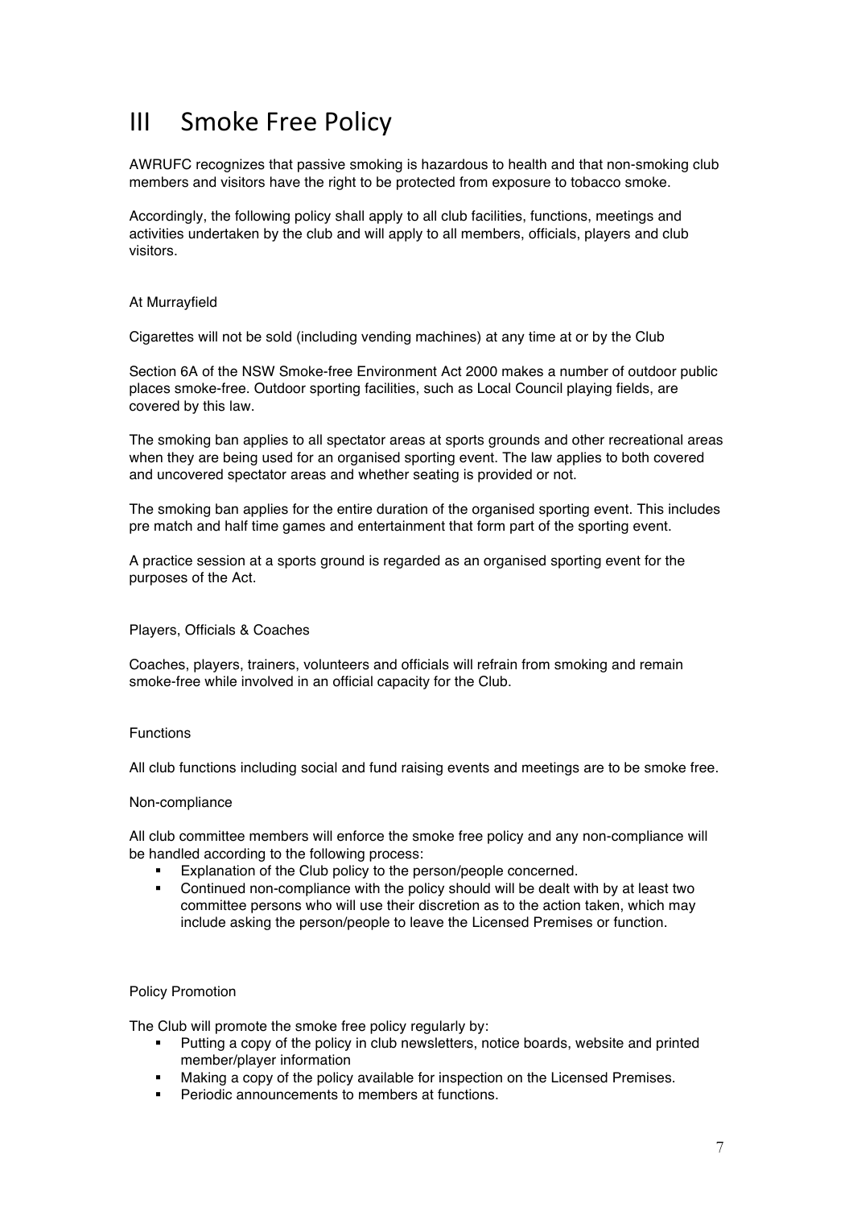# III Smoke Free Policy

AWRUFC recognizes that passive smoking is hazardous to health and that non-smoking club members and visitors have the right to be protected from exposure to tobacco smoke.

Accordingly, the following policy shall apply to all club facilities, functions, meetings and activities undertaken by the club and will apply to all members, officials, players and club visitors.

### At Murrayfield

Cigarettes will not be sold (including vending machines) at any time at or by the Club

Section 6A of the NSW Smoke-free Environment Act 2000 makes a number of outdoor public places smoke-free. Outdoor sporting facilities, such as Local Council playing fields, are covered by this law.

The smoking ban applies to all spectator areas at sports grounds and other recreational areas when they are being used for an organised sporting event. The law applies to both covered and uncovered spectator areas and whether seating is provided or not.

The smoking ban applies for the entire duration of the organised sporting event. This includes pre match and half time games and entertainment that form part of the sporting event.

A practice session at a sports ground is regarded as an organised sporting event for the purposes of the Act.

### Players, Officials & Coaches

Coaches, players, trainers, volunteers and officials will refrain from smoking and remain smoke-free while involved in an official capacity for the Club.

### Functions

All club functions including social and fund raising events and meetings are to be smoke free.

### Non-compliance

All club committee members will enforce the smoke free policy and any non-compliance will be handled according to the following process:

- Explanation of the Club policy to the person/people concerned.
- Continued non-compliance with the policy should will be dealt with by at least two committee persons who will use their discretion as to the action taken, which may include asking the person/people to leave the Licensed Premises or function.

### Policy Promotion

The Club will promote the smoke free policy regularly by:

- Putting a copy of the policy in club newsletters, notice boards, website and printed member/player information
- Making a copy of the policy available for inspection on the Licensed Premises.
- Periodic announcements to members at functions.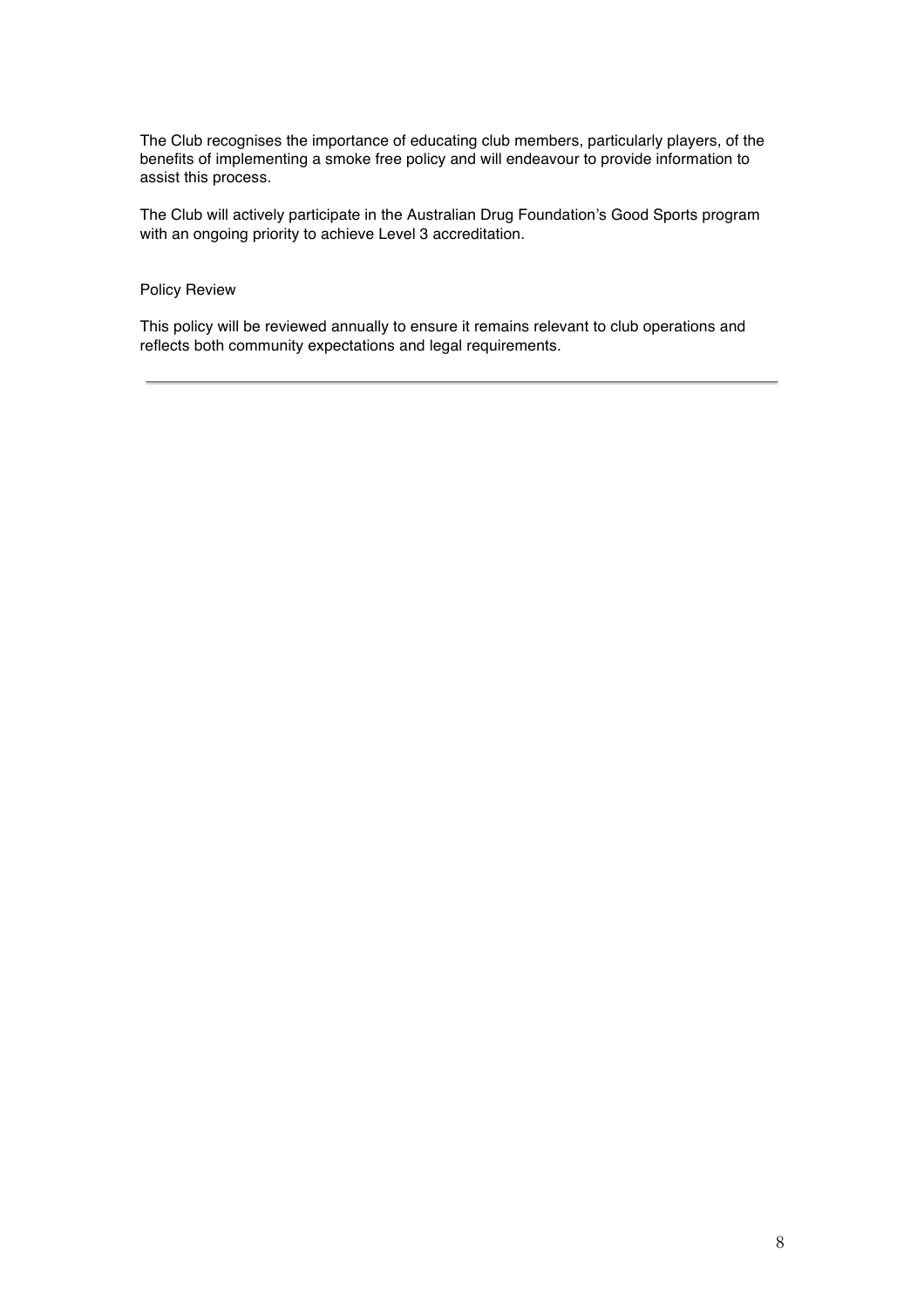The Club recognises the importance of educating club members, particularly players, of the benefits of implementing a smoke free policy and will endeavour to provide information to assist this process.

The Club will actively participate in the Australian Drug Foundation's Good Sports program with an ongoing priority to achieve Level 3 accreditation.

## Policy Review

This policy will be reviewed annually to ensure it remains relevant to club operations and reflects both community expectations and legal requirements.

---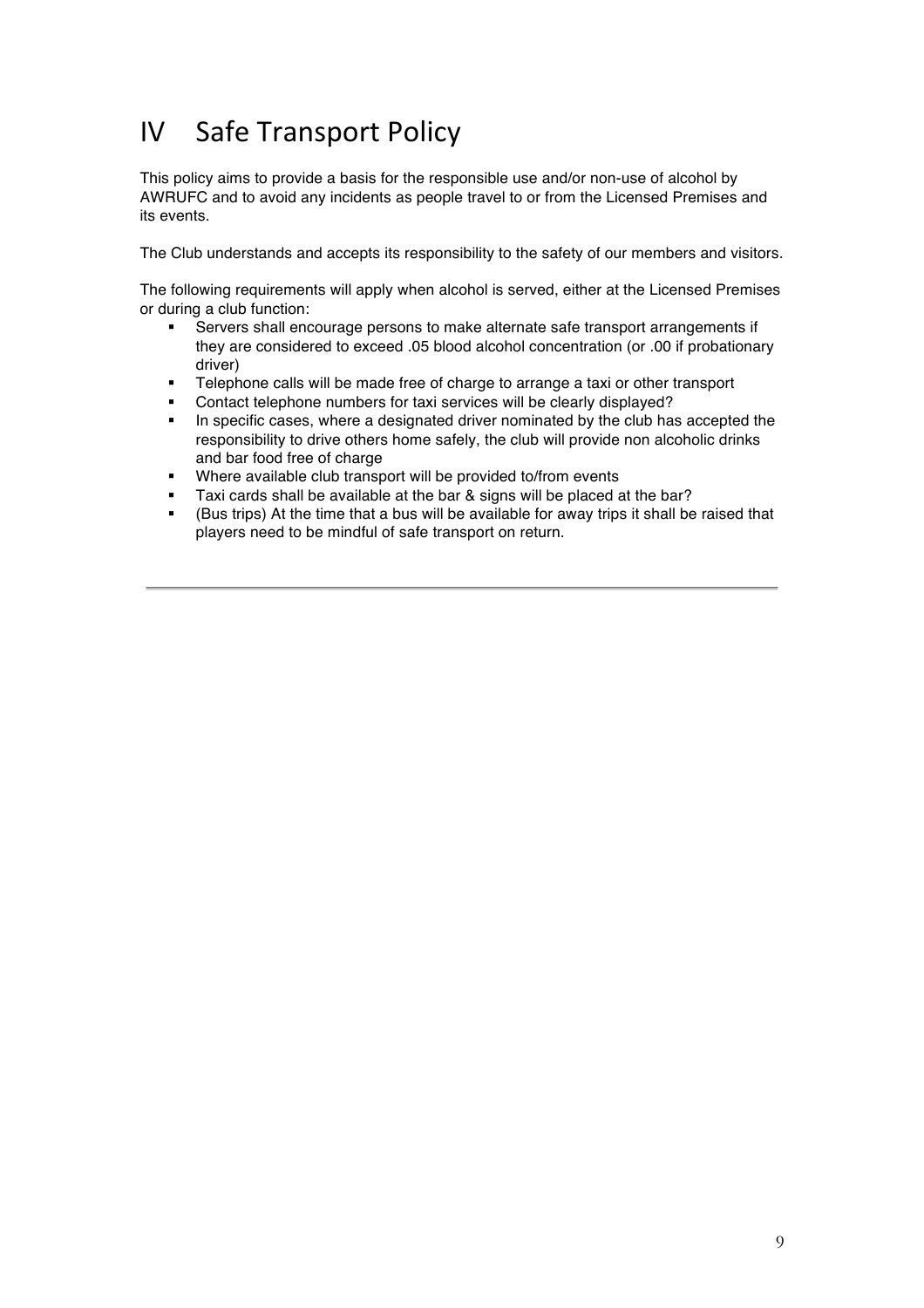# IV Safe Transport Policy

This policy aims to provide a basis for the responsible use and/or non-use of alcohol by AWRUFC and to avoid any incidents as people travel to or from the Licensed Premises and its events.

The Club understands and accepts its responsibility to the safety of our members and visitors.

The following requirements will apply when alcohol is served, either at the Licensed Premises or during a club function:

- Servers shall encourage persons to make alternate safe transport arrangements if they are considered to exceed .05 blood alcohol concentration (or .00 if probationary driver)
- Telephone calls will be made free of charge to arrange a taxi or other transport
- Contact telephone numbers for taxi services will be clearly displayed?
- In specific cases, where a designated driver nominated by the club has accepted the responsibility to drive others home safely, the club will provide non alcoholic drinks and bar food free of charge
- Where available club transport will be provided to/from events
- Taxi cards shall be available at the bar & signs will be placed at the bar?
- (Bus trips) At the time that a bus will be available for away trips it shall be raised that players need to be mindful of safe transport on return.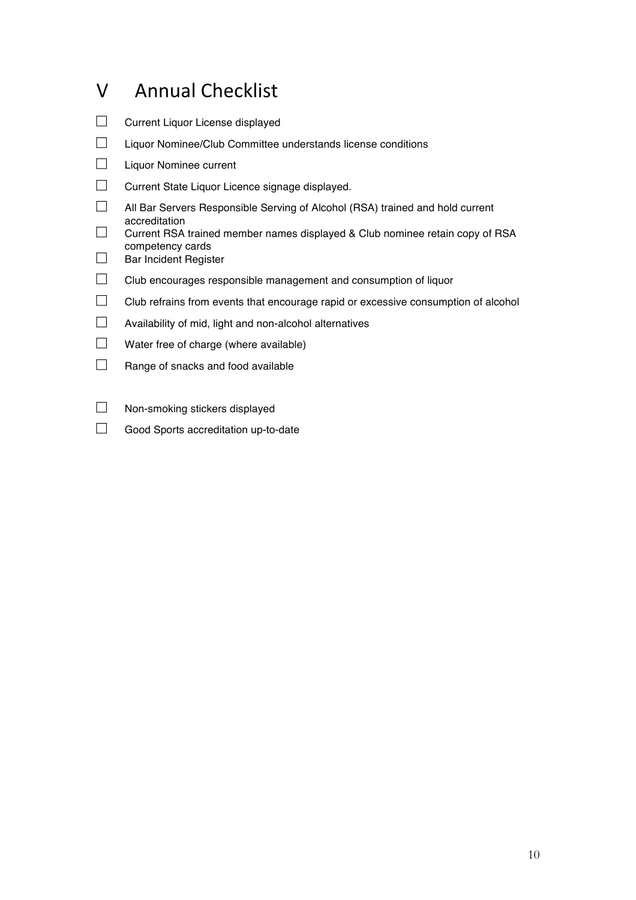# V Annual Checklist

- ☐ Current Liquor License displayed
- ☐ Liquor Nominee/Club Committee understands license conditions
- ☐ Liquor Nominee current
- ☐ Current State Liquor Licence signage displayed.
- ☐ All Bar Servers Responsible Serving of Alcohol (RSA) trained and hold current accreditation
- ☐ Current RSA trained member names displayed & Club nominee retain copy of RSA competency cards
- ☐ Bar Incident Register
- ☐ Club encourages responsible management and consumption of liquor
- ☐ Club refrains from events that encourage rapid or excessive consumption of alcohol
- ☐ Availability of mid, light and non-alcohol alternatives
- ☐ Water free of charge (where available)
- ☐ Range of snacks and food available

- ☐ Non-smoking stickers displayed
- ☐ Good Sports accreditation up-to-date